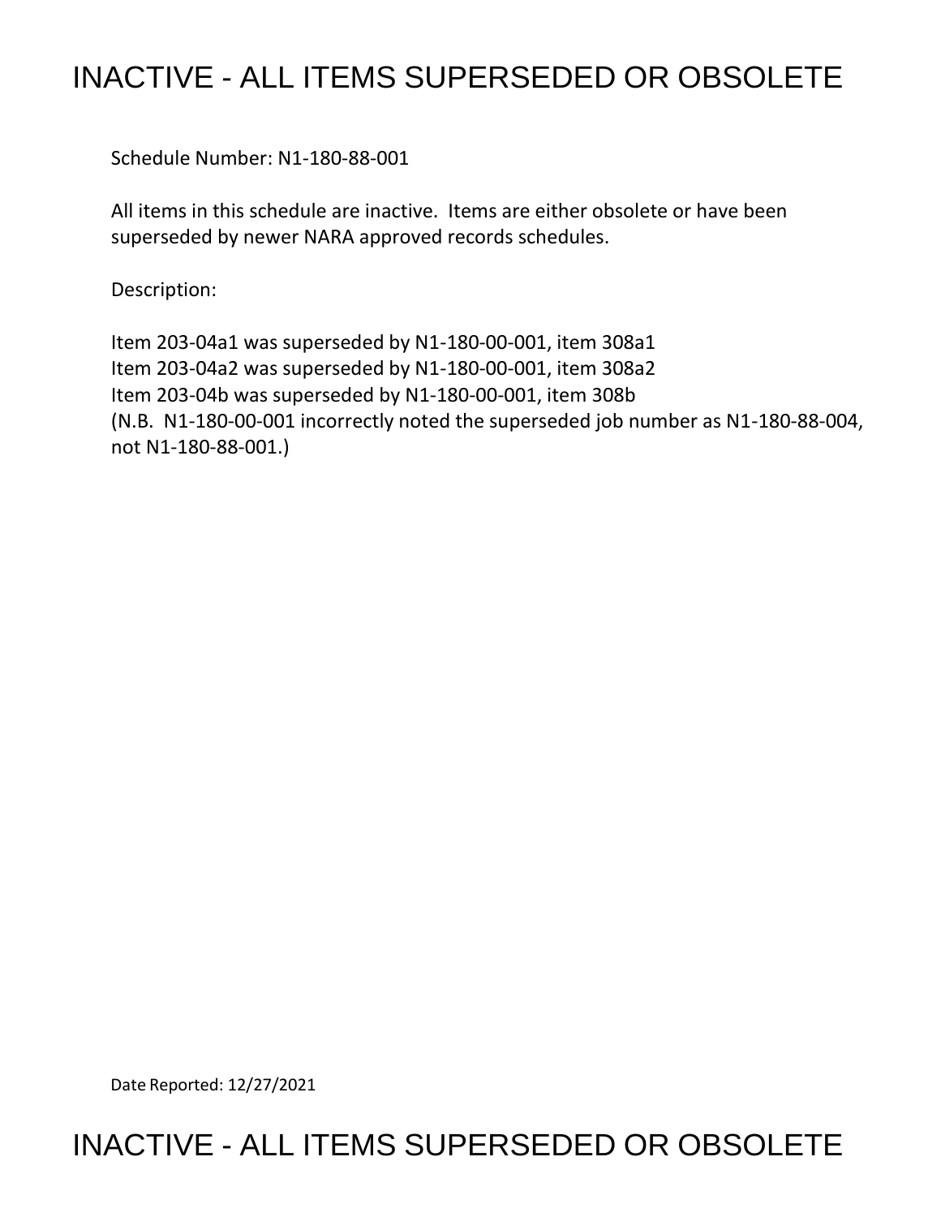# INACTIVE - ALL ITEMS SUPERSEDED OR OBSOLETE

Schedule Number: N1-180-88-001

All items in this schedule are inactive. Items are either obsolete or have been superseded by newer NARA approved records schedules.

Description:

Item 203-04a1 was superseded by N1-180-00-001, item 308a1
Item 203-04a2 was superseded by N1-180-00-001, item 308a2
Item 203-04b was superseded by N1-180-00-001, item 308b
(N.B. N1-180-00-001 incorrectly noted the superseded job number as N1-180-88-004, not N1-180-88-001.)

Date Reported: 12/27/2021

# INACTIVE - ALL ITEMS SUPERSEDED OR OBSOLETE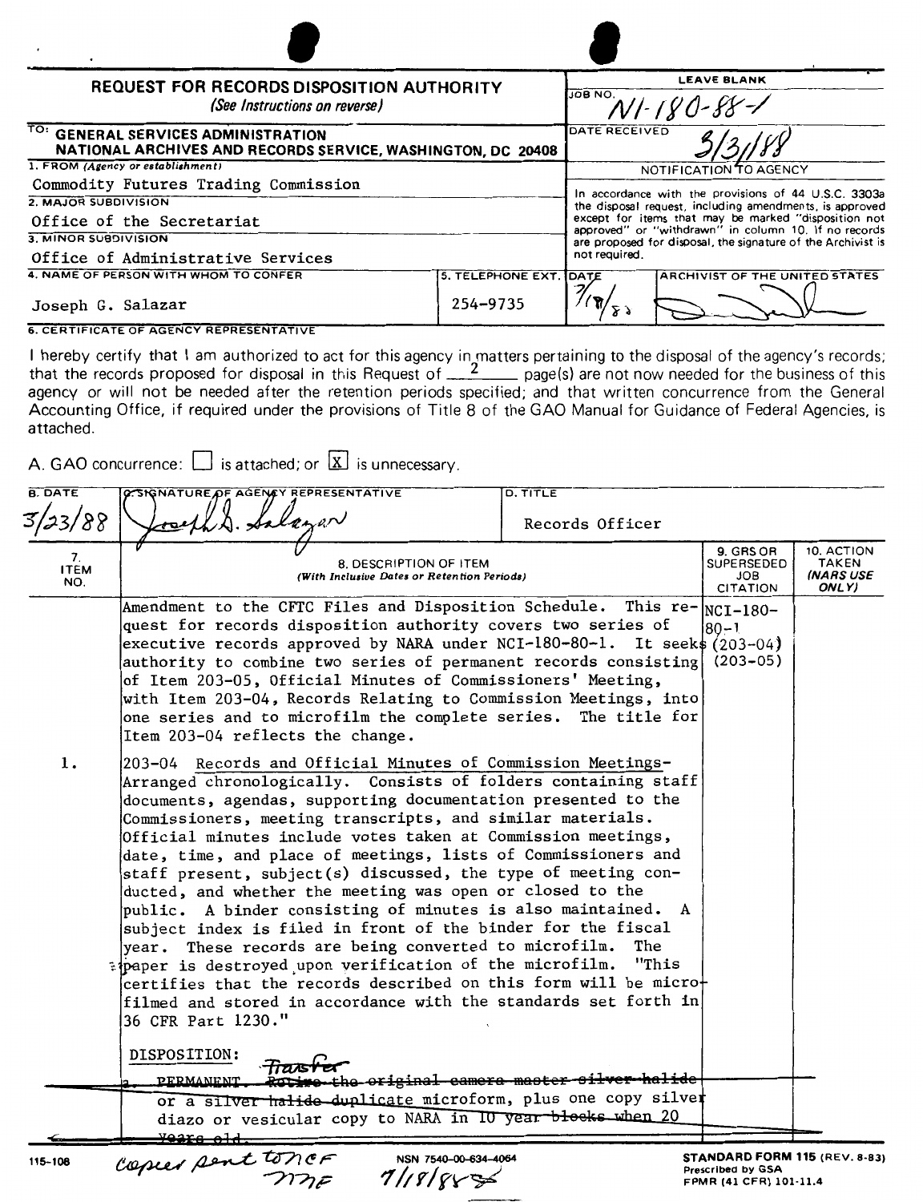## REQUEST FOR RECORDS DISPOSITION AUTHORITY
*(See Instructions on reverse)*

| LEAVE BLANK | |
|---|---|
| JOB NO. | N1-180-88-1 |
| DATE RECEIVED | 3/3/88 |

TO: **GENERAL SERVICES ADMINISTRATION**
**NATIONAL ARCHIVES AND RECORDS SERVICE, WASHINGTON, DC 20408**

1. FROM *(Agency or establishment)*
Commodity Futures Trading Commission

2. MAJOR SUBDIVISION
Office of the Secretariat

3. MINOR SUBDIVISION
Office of Administrative Services

4. NAME OF PERSON WITH WHOM TO CONFER
Joseph G. Salazar

5. TELEPHONE EXT.
254-9735

**NOTIFICATION TO AGENCY**

In accordance with the provisions of 44 U.S.C. 3303a the disposal request, including amendments, is approved except for items that may be marked "disposition not approved" or "withdrawn" in column 10. If no records are proposed for disposal, the signature of the Archivist is not required.

DATE: 7/18/88 — ARCHIVIST OF THE UNITED STATES: [signature]

**6. CERTIFICATE OF AGENCY REPRESENTATIVE**

I hereby certify that I am authorized to act for this agency in matters pertaining to the disposal of the agency's records; that the records proposed for disposal in this Request of 2 page(s) are not now needed for the business of this agency or will not be needed after the retention periods specified; and that written concurrence from the General Accounting Office, if required under the provisions of Title 8 of the GAO Manual for Guidance of Federal Agencies, is attached.

A. GAO concurrence: ☐ is attached; or ☒ is unnecessary.

| B. DATE | C. SIGNATURE OF AGENCY REPRESENTATIVE | D. TITLE |
|---|---|---|
| 3/23/88 | Joseph G. Salazar | Records Officer |

| 7. ITEM NO. | 8. DESCRIPTION OF ITEM *(With Inclusive Dates or Retention Periods)* | 9. GRS OR SUPERSEDED JOB CITATION | 10. ACTION TAKEN *(NARS USE ONLY)* |
|---|---|---|---|
| | Amendment to the CFTC Files and Disposition Schedule. This request for records disposition authority covers two series of executive records approved by NARA under NCI-180-80-1. It seeks authority to combine two series of permanent records consisting of Item 203-05, Official Minutes of Commissioners' Meeting, with Item 203-04, Records Relating to Commission Meetings, into one series and to microfilm the complete series. The title for Item 203-04 reflects the change. | NCI-180-80-1 (203-04) (203-05) | |
| 1. | 203-04 Records and Official Minutes of Commission Meetings- Arranged chronologically. Consists of folders containing staff documents, agendas, supporting documentation presented to the Commissioners, meeting transcripts, and similar materials. Official minutes include votes taken at Commission meetings, date, time, and place of meetings, lists of Commissioners and staff present, subject(s) discussed, the type of meeting conducted, and whether the meeting was open or closed to the public. A binder consisting of minutes is also maintained. A subject index is filed in front of the binder for the fiscal year. These records are being converted to microfilm. The paper is destroyed upon verification of the microfilm. "This certifies that the records described on this form will be microfilmed and stored in accordance with the standards set forth in 36 CFR Part 1230."<br><br>DISPOSITION:<br>a. PERMANENT. ~~Retire the original camera master silver halide~~ Transfer ~~or a silver halide duplicate~~ microform, plus one copy silver diazo or vesicular copy to NARA in ~~10 year blocks when 20 years old~~. | | |

Copies sent to NCF NNF 7/18/88

115-108 NSN 7540-00-634-4064

**STANDARD FORM 115** (REV. 8-83)
Prescribed by GSA
FPMR (41 CFR) 101-11.4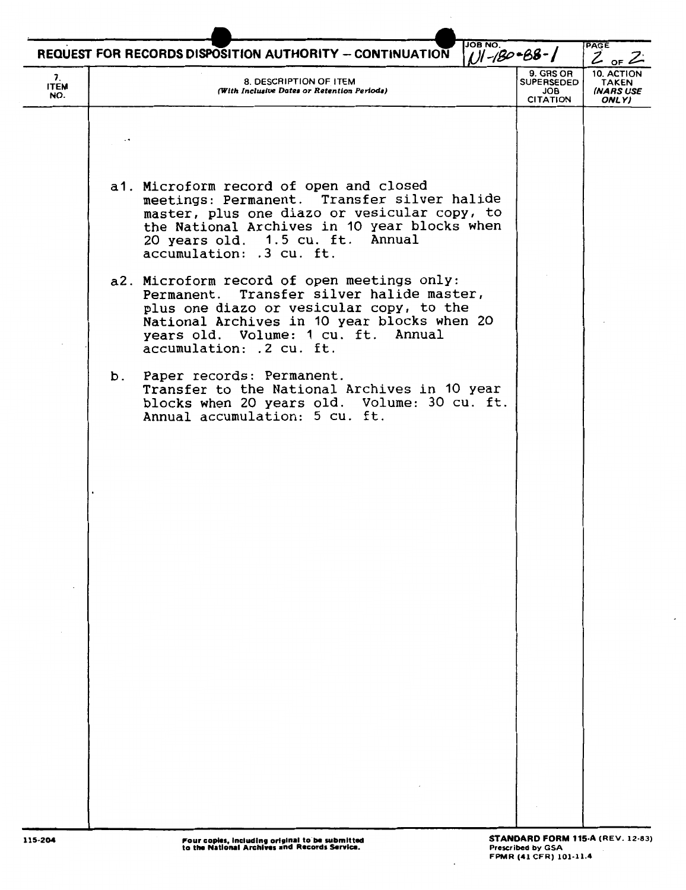# REQUEST FOR RECORDS DISPOSITION AUTHORITY – CONTINUATION

JOB NO. N1-180-88-1

PAGE 2 OF 2

| 7. ITEM NO. | 8. DESCRIPTION OF ITEM (With Inclusive Dates or Retention Periods) | 9. GRS OR SUPERSEDED JOB CITATION | 10. ACTION TAKEN (NARS USE ONLY) |
|---|---|---|---|
| | a1. Microform record of open and closed meetings: Permanent. Transfer silver halide master, plus one diazo or vesicular copy, to the National Archives in 10 year blocks when 20 years old. 1.5 cu. ft. Annual accumulation: .3 cu. ft. | | |
| | a2. Microform record of open meetings only: Permanent. Transfer silver halide master, plus one diazo or vesicular copy, to the National Archives in 10 year blocks when 20 years old. Volume: 1 cu. ft. Annual accumulation: .2 cu. ft. | | |
| | b. Paper records: Permanent. Transfer to the National Archives in 10 year blocks when 20 years old. Volume: 30 cu. ft. Annual accumulation: 5 cu. ft. | | |

115-204

Four copies, including original to be submitted to the National Archives and Records Service.

STANDARD FORM 115-A (REV. 12-83)
Prescribed by GSA
FPMR (41 CFR) 101-11.4